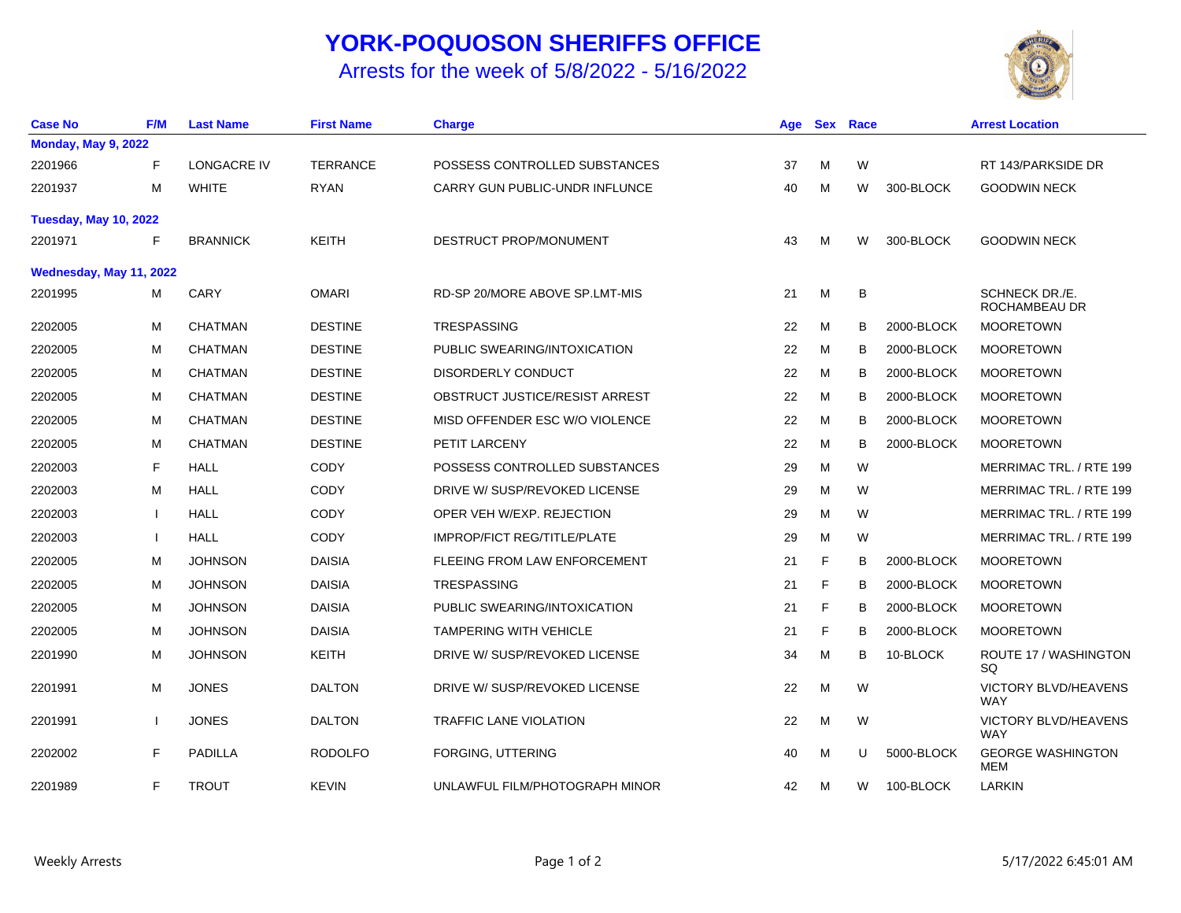# YORK-POQUOSON SHERIFFS OFFICE

## Arrests for the week of 5/8/2022 - 5/16/2022

| Case No | F/M | Last Name | First Name | Charge | Age | Sex | Race | | Arrest Location |
|---|---|---|---|---|---|---|---|---|---|
| **Monday, May 9, 2022** | | | | | | | | | |
| 2201966 | F | LONGACRE IV | TERRANCE | POSSESS CONTROLLED SUBSTANCES | 37 | M | W | | RT 143/PARKSIDE DR |
| 2201937 | M | WHITE | RYAN | CARRY GUN PUBLIC-UNDR INFLUNCE | 40 | M | W | 300-BLOCK | GOODWIN NECK |
| **Tuesday, May 10, 2022** | | | | | | | | | |
| 2201971 | F | BRANNICK | KEITH | DESTRUCT PROP/MONUMENT | 43 | M | W | 300-BLOCK | GOODWIN NECK |
| **Wednesday, May 11, 2022** | | | | | | | | | |
| 2201995 | M | CARY | OMARI | RD-SP 20/MORE ABOVE SP.LMT-MIS | 21 | M | B | | SCHNECK DR./E. ROCHAMBEAU DR |
| 2202005 | M | CHATMAN | DESTINE | TRESPASSING | 22 | M | B | 2000-BLOCK | MOORETOWN |
| 2202005 | M | CHATMAN | DESTINE | PUBLIC SWEARING/INTOXICATION | 22 | M | B | 2000-BLOCK | MOORETOWN |
| 2202005 | M | CHATMAN | DESTINE | DISORDERLY CONDUCT | 22 | M | B | 2000-BLOCK | MOORETOWN |
| 2202005 | M | CHATMAN | DESTINE | OBSTRUCT JUSTICE/RESIST ARREST | 22 | M | B | 2000-BLOCK | MOORETOWN |
| 2202005 | M | CHATMAN | DESTINE | MISD OFFENDER ESC W/O VIOLENCE | 22 | M | B | 2000-BLOCK | MOORETOWN |
| 2202005 | M | CHATMAN | DESTINE | PETIT LARCENY | 22 | M | B | 2000-BLOCK | MOORETOWN |
| 2202003 | F | HALL | CODY | POSSESS CONTROLLED SUBSTANCES | 29 | M | W | | MERRIMAC TRL. / RTE 199 |
| 2202003 | M | HALL | CODY | DRIVE W/ SUSP/REVOKED LICENSE | 29 | M | W | | MERRIMAC TRL. / RTE 199 |
| 2202003 | I | HALL | CODY | OPER VEH W/EXP. REJECTION | 29 | M | W | | MERRIMAC TRL. / RTE 199 |
| 2202003 | I | HALL | CODY | IMPROP/FICT REG/TITLE/PLATE | 29 | M | W | | MERRIMAC TRL. / RTE 199 |
| 2202005 | M | JOHNSON | DAISIA | FLEEING FROM LAW ENFORCEMENT | 21 | F | B | 2000-BLOCK | MOORETOWN |
| 2202005 | M | JOHNSON | DAISIA | TRESPASSING | 21 | F | B | 2000-BLOCK | MOORETOWN |
| 2202005 | M | JOHNSON | DAISIA | PUBLIC SWEARING/INTOXICATION | 21 | F | B | 2000-BLOCK | MOORETOWN |
| 2202005 | M | JOHNSON | DAISIA | TAMPERING WITH VEHICLE | 21 | F | B | 2000-BLOCK | MOORETOWN |
| 2201990 | M | JOHNSON | KEITH | DRIVE W/ SUSP/REVOKED LICENSE | 34 | M | B | 10-BLOCK | ROUTE 17 / WASHINGTON SQ |
| 2201991 | M | JONES | DALTON | DRIVE W/ SUSP/REVOKED LICENSE | 22 | M | W | | VICTORY BLVD/HEAVENS WAY |
| 2201991 | I | JONES | DALTON | TRAFFIC LANE VIOLATION | 22 | M | W | | VICTORY BLVD/HEAVENS WAY |
| 2202002 | F | PADILLA | RODOLFO | FORGING, UTTERING | 40 | M | U | 5000-BLOCK | GEORGE WASHINGTON MEM |
| 2201989 | F | TROUT | KEVIN | UNLAWFUL FILM/PHOTOGRAPH MINOR | 42 | M | W | 100-BLOCK | LARKIN |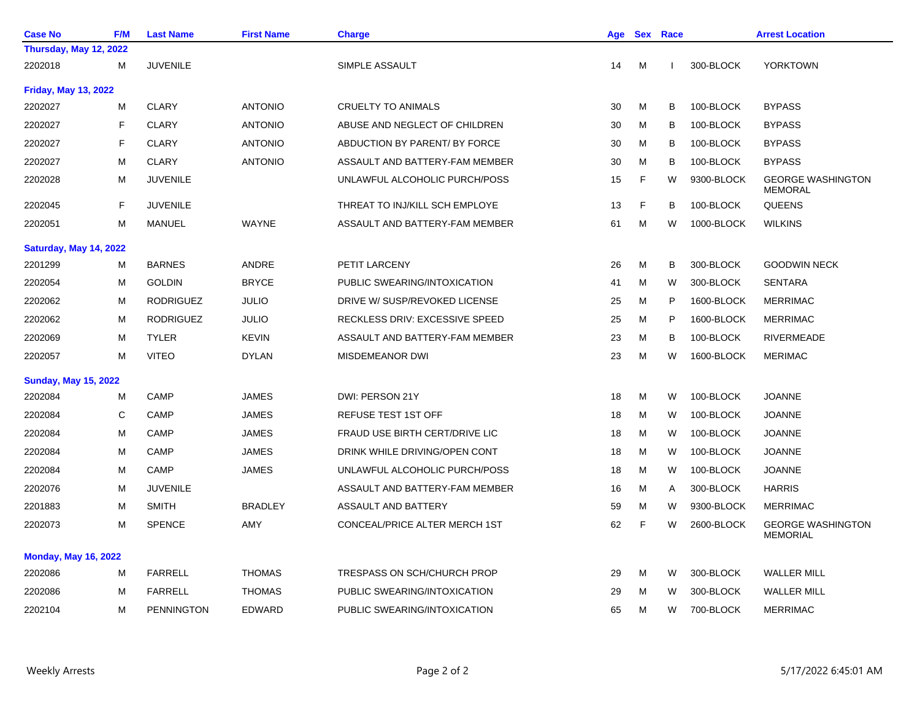| Case No | F/M | Last Name | First Name | Charge | Age | Sex | Race | | Arrest Location |
|---|---|---|---|---|---|---|---|---|---|
| **Thursday, May 12, 2022** | | | | | | | | | |
| 2202018 | M | JUVENILE | | SIMPLE ASSAULT | 14 | M | I | 300-BLOCK | YORKTOWN |
| **Friday, May 13, 2022** | | | | | | | | | |
| 2202027 | M | CLARY | ANTONIO | CRUELTY TO ANIMALS | 30 | M | B | 100-BLOCK | BYPASS |
| 2202027 | F | CLARY | ANTONIO | ABUSE AND NEGLECT OF CHILDREN | 30 | M | B | 100-BLOCK | BYPASS |
| 2202027 | F | CLARY | ANTONIO | ABDUCTION BY PARENT/ BY FORCE | 30 | M | B | 100-BLOCK | BYPASS |
| 2202027 | M | CLARY | ANTONIO | ASSAULT AND BATTERY-FAM MEMBER | 30 | M | B | 100-BLOCK | BYPASS |
| 2202028 | M | JUVENILE | | UNLAWFUL ALCOHOLIC PURCH/POSS | 15 | F | W | 9300-BLOCK | GEORGE WASHINGTON MEMORAL |
| 2202045 | F | JUVENILE | | THREAT TO INJ/KILL SCH EMPLOYE | 13 | F | B | 100-BLOCK | QUEENS |
| 2202051 | M | MANUEL | WAYNE | ASSAULT AND BATTERY-FAM MEMBER | 61 | M | W | 1000-BLOCK | WILKINS |
| **Saturday, May 14, 2022** | | | | | | | | | |
| 2201299 | M | BARNES | ANDRE | PETIT LARCENY | 26 | M | B | 300-BLOCK | GOODWIN NECK |
| 2202054 | M | GOLDIN | BRYCE | PUBLIC SWEARING/INTOXICATION | 41 | M | W | 300-BLOCK | SENTARA |
| 2202062 | M | RODRIGUEZ | JULIO | DRIVE W/ SUSP/REVOKED LICENSE | 25 | M | P | 1600-BLOCK | MERRIMAC |
| 2202062 | M | RODRIGUEZ | JULIO | RECKLESS DRIV: EXCESSIVE SPEED | 25 | M | P | 1600-BLOCK | MERRIMAC |
| 2202069 | M | TYLER | KEVIN | ASSAULT AND BATTERY-FAM MEMBER | 23 | M | B | 100-BLOCK | RIVERMEADE |
| 2202057 | M | VITEO | DYLAN | MISDEMEANOR DWI | 23 | M | W | 1600-BLOCK | MERIMAC |
| **Sunday, May 15, 2022** | | | | | | | | | |
| 2202084 | M | CAMP | JAMES | DWI: PERSON 21Y | 18 | M | W | 100-BLOCK | JOANNE |
| 2202084 | C | CAMP | JAMES | REFUSE TEST 1ST OFF | 18 | M | W | 100-BLOCK | JOANNE |
| 2202084 | M | CAMP | JAMES | FRAUD USE BIRTH CERT/DRIVE LIC | 18 | M | W | 100-BLOCK | JOANNE |
| 2202084 | M | CAMP | JAMES | DRINK WHILE DRIVING/OPEN CONT | 18 | M | W | 100-BLOCK | JOANNE |
| 2202084 | M | CAMP | JAMES | UNLAWFUL ALCOHOLIC PURCH/POSS | 18 | M | W | 100-BLOCK | JOANNE |
| 2202076 | M | JUVENILE | | ASSAULT AND BATTERY-FAM MEMBER | 16 | M | A | 300-BLOCK | HARRIS |
| 2201883 | M | SMITH | BRADLEY | ASSAULT AND BATTERY | 59 | M | W | 9300-BLOCK | MERRIMAC |
| 2202073 | M | SPENCE | AMY | CONCEAL/PRICE ALTER MERCH 1ST | 62 | F | W | 2600-BLOCK | GEORGE WASHINGTON MEMORAL |
| **Monday, May 16, 2022** | | | | | | | | | |
| 2202086 | M | FARRELL | THOMAS | TRESPASS ON SCH/CHURCH PROP | 29 | M | W | 300-BLOCK | WALLER MILL |
| 2202086 | M | FARRELL | THOMAS | PUBLIC SWEARING/INTOXICATION | 29 | M | W | 300-BLOCK | WALLER MILL |
| 2202104 | M | PENNINGTON | EDWARD | PUBLIC SWEARING/INTOXICATION | 65 | M | W | 700-BLOCK | MERRIMAC |